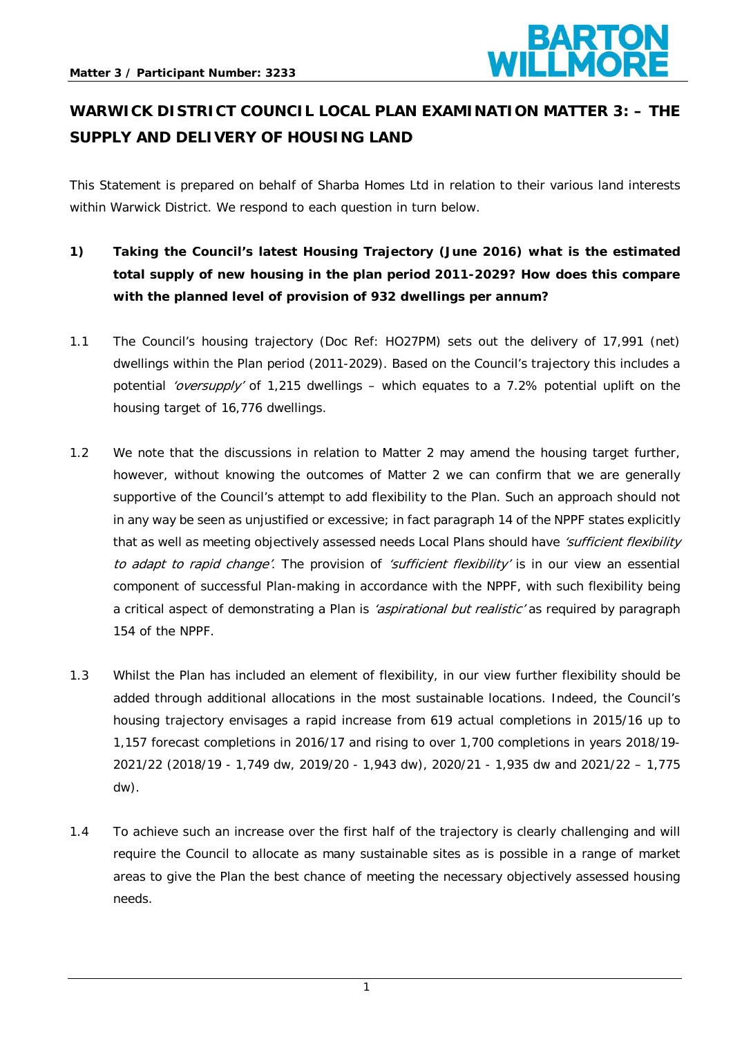**Matter 3 / Participant Number: 3233**

# WARWICK DISTRICT COUNCIL LOCAL PLAN EXAMINATION MATTER 3: – THE SUPPLY AND DELIVERY OF HOUSING LAND

This Statement is prepared on behalf of Sharba Homes Ltd in relation to their various land interests within Warwick District. We respond to each question in turn below.

**1) Taking the Council's latest Housing Trajectory (June 2016) what is the estimated total supply of new housing in the plan period 2011-2029? How does this compare with the planned level of provision of 932 dwellings per annum?**

1.1 The Council's housing trajectory (Doc Ref: HO27PM) sets out the delivery of 17,991 (net) dwellings within the Plan period (2011-2029). Based on the Council's trajectory this includes a potential *'oversupply'* of 1,215 dwellings – which equates to a 7.2% potential uplift on the housing target of 16,776 dwellings.

1.2 We note that the discussions in relation to Matter 2 may amend the housing target further, however, without knowing the outcomes of Matter 2 we can confirm that we are generally supportive of the Council's attempt to add flexibility to the Plan. Such an approach should not in any way be seen as unjustified or excessive; in fact paragraph 14 of the NPPF states explicitly that as well as meeting objectively assessed needs Local Plans should have *'sufficient flexibility to adapt to rapid change'*. The provision of *'sufficient flexibility'* is in our view an essential component of successful Plan-making in accordance with the NPPF, with such flexibility being a critical aspect of demonstrating a Plan is *'aspirational but realistic'* as required by paragraph 154 of the NPPF.

1.3 Whilst the Plan has included an element of flexibility, in our view further flexibility should be added through additional allocations in the most sustainable locations. Indeed, the Council's housing trajectory envisages a rapid increase from 619 actual completions in 2015/16 up to 1,157 forecast completions in 2016/17 and rising to over 1,700 completions in years 2018/19-2021/22 (2018/19 - 1,749 dw, 2019/20 - 1,943 dw), 2020/21 - 1,935 dw and 2021/22 – 1,775 dw).

1.4 To achieve such an increase over the first half of the trajectory is clearly challenging and will require the Council to allocate as many sustainable sites as is possible in a range of market areas to give the Plan the best chance of meeting the necessary objectively assessed housing needs.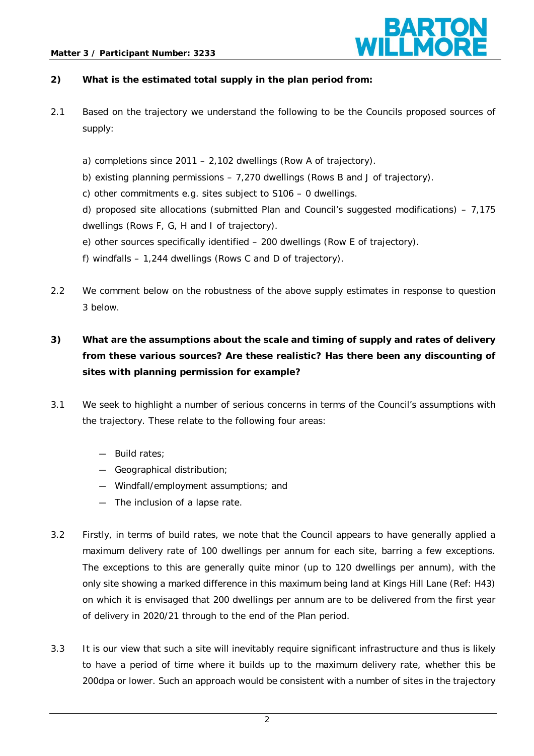**2) What is the estimated total supply in the plan period from:**

2.1 Based on the trajectory we understand the following to be the Councils proposed sources of supply:

a) completions since 2011 – 2,102 dwellings (Row A of trajectory).

b) existing planning permissions – 7,270 dwellings (Rows B and J of trajectory).

c) other commitments e.g. sites subject to S106 – 0 dwellings.

d) proposed site allocations (submitted Plan and Council's suggested modifications) – 7,175 dwellings (Rows F, G, H and I of trajectory).

e) other sources specifically identified – 200 dwellings (Row E of trajectory).

f) windfalls – 1,244 dwellings (Rows C and D of trajectory).

2.2 We comment below on the robustness of the above supply estimates in response to question 3 below.

**3) What are the assumptions about the scale and timing of supply and rates of delivery from these various sources? Are these realistic? Has there been any discounting of sites with planning permission for example?**

3.1 We seek to highlight a number of serious concerns in terms of the Council's assumptions with the trajectory. These relate to the following four areas:

- Build rates;
- Geographical distribution;
- Windfall/employment assumptions; and
- The inclusion of a lapse rate.

3.2 Firstly, in terms of build rates, we note that the Council appears to have generally applied a maximum delivery rate of 100 dwellings per annum for each site, barring a few exceptions. The exceptions to this are generally quite minor (up to 120 dwellings per annum), with the only site showing a marked difference in this maximum being land at Kings Hill Lane (Ref: H43) on which it is envisaged that 200 dwellings per annum are to be delivered from the first year of delivery in 2020/21 through to the end of the Plan period.

3.3 It is our view that such a site will inevitably require significant infrastructure and thus is likely to have a period of time where it builds up to the maximum delivery rate, whether this be 200dpa or lower. Such an approach would be consistent with a number of sites in the trajectory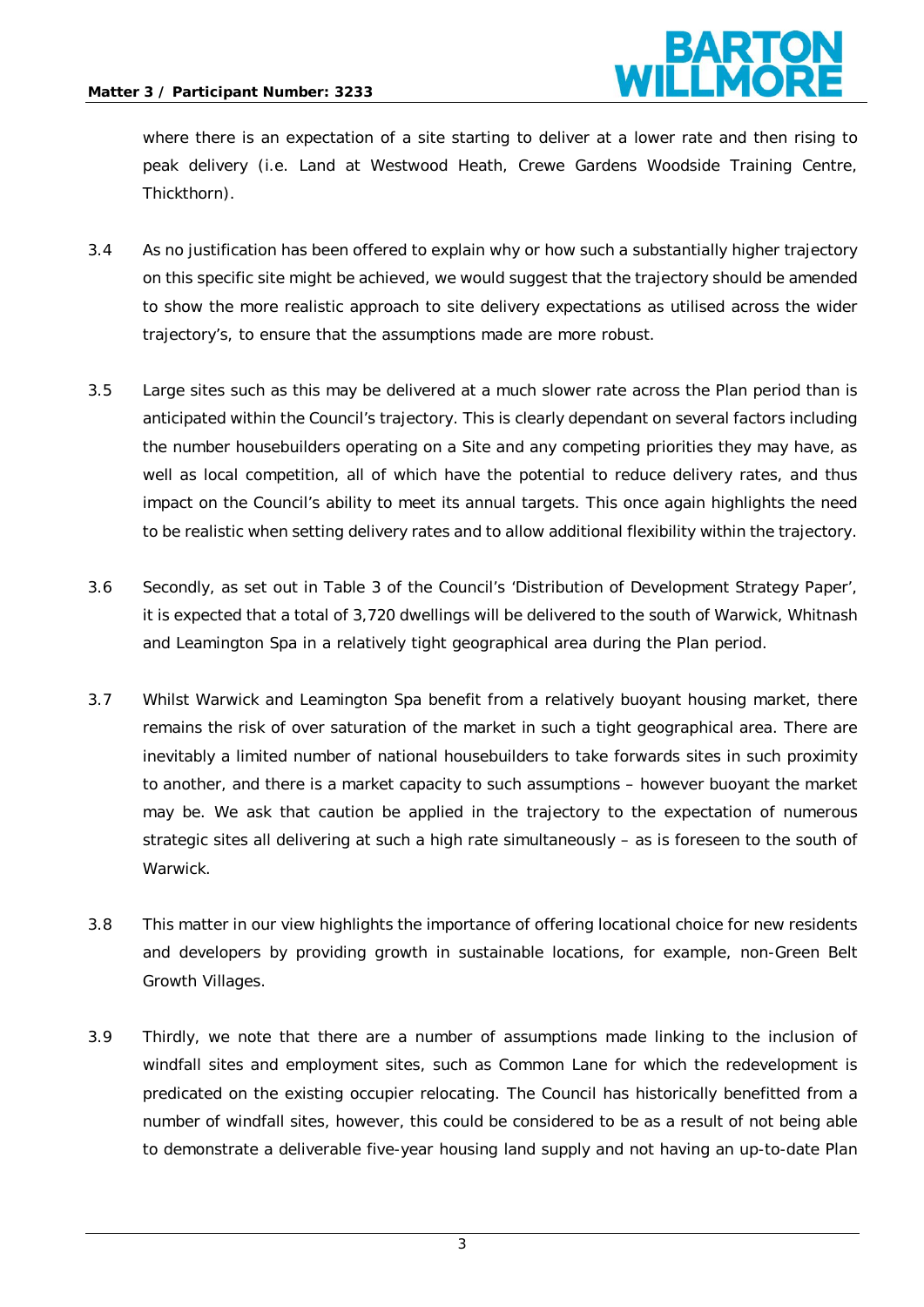where there is an expectation of a site starting to deliver at a lower rate and then rising to peak delivery (i.e. Land at Westwood Heath, Crewe Gardens Woodside Training Centre, Thickthorn).

3.4 As no justification has been offered to explain why or how such a substantially higher trajectory on this specific site might be achieved, we would suggest that the trajectory should be amended to show the more realistic approach to site delivery expectations as utilised across the wider trajectory's, to ensure that the assumptions made are more robust.

3.5 Large sites such as this may be delivered at a much slower rate across the Plan period than is anticipated within the Council's trajectory. This is clearly dependant on several factors including the number housebuilders operating on a Site and any competing priorities they may have, as well as local competition, all of which have the potential to reduce delivery rates, and thus impact on the Council's ability to meet its annual targets. This once again highlights the need to be realistic when setting delivery rates and to allow additional flexibility within the trajectory.

3.6 Secondly, as set out in Table 3 of the Council's 'Distribution of Development Strategy Paper', it is expected that a total of 3,720 dwellings will be delivered to the south of Warwick, Whitnash and Leamington Spa in a relatively tight geographical area during the Plan period.

3.7 Whilst Warwick and Leamington Spa benefit from a relatively buoyant housing market, there remains the risk of over saturation of the market in such a tight geographical area. There are inevitably a limited number of national housebuilders to take forwards sites in such proximity to another, and there is a market capacity to such assumptions – however buoyant the market may be. We ask that caution be applied in the trajectory to the expectation of numerous strategic sites all delivering at such a high rate simultaneously – as is foreseen to the south of Warwick.

3.8 This matter in our view highlights the importance of offering locational choice for new residents and developers by providing growth in sustainable locations, for example, non-Green Belt Growth Villages.

3.9 Thirdly, we note that there are a number of assumptions made linking to the inclusion of windfall sites and employment sites, such as Common Lane for which the redevelopment is predicated on the existing occupier relocating. The Council has historically benefitted from a number of windfall sites, however, this could be considered to be as a result of not being able to demonstrate a deliverable five-year housing land supply and not having an up-to-date Plan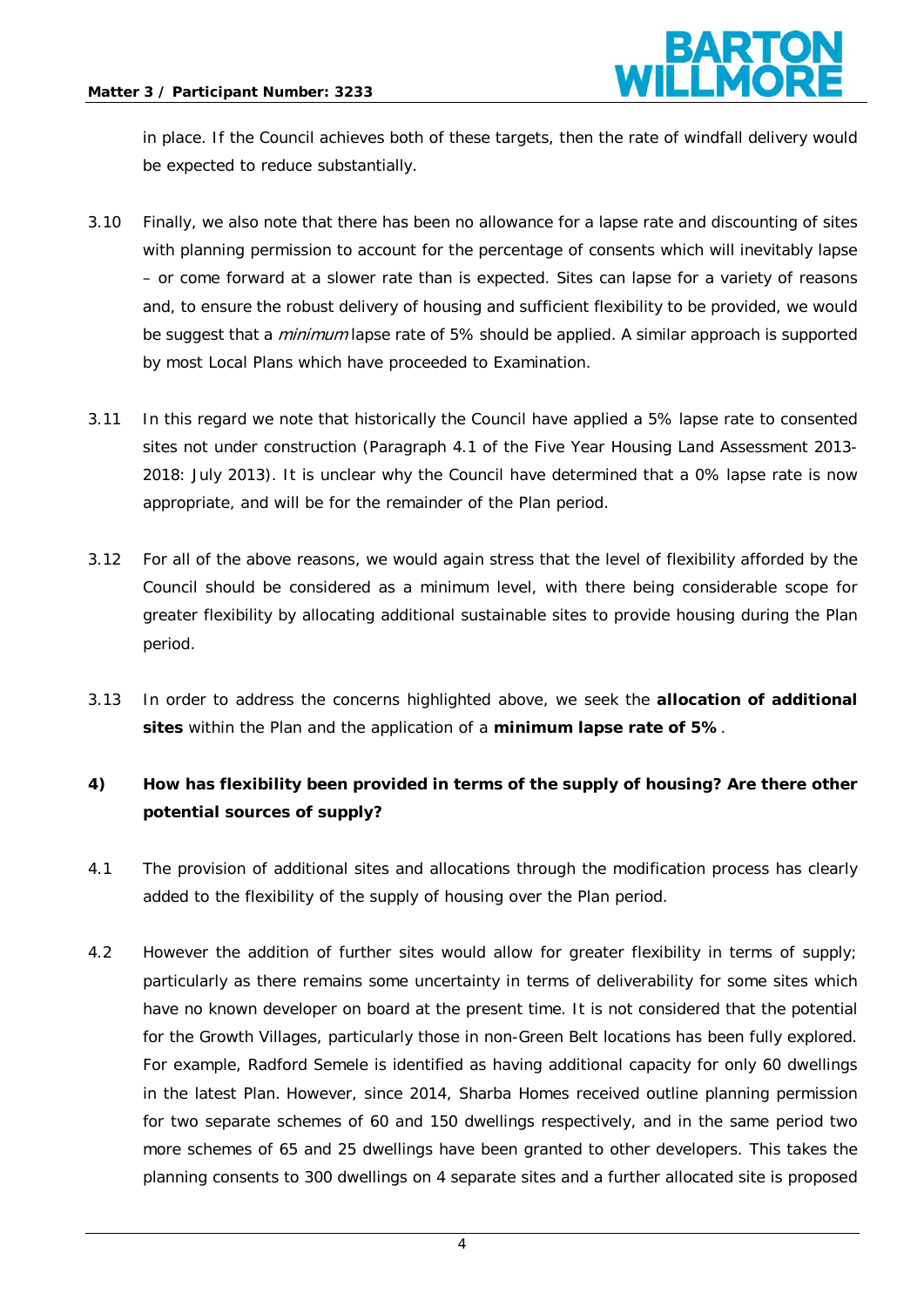in place. If the Council achieves both of these targets, then the rate of windfall delivery would be expected to reduce substantially.

3.10 Finally, we also note that there has been no allowance for a lapse rate and discounting of sites with planning permission to account for the percentage of consents which will inevitably lapse – or come forward at a slower rate than is expected. Sites can lapse for a variety of reasons and, to ensure the robust delivery of housing and sufficient flexibility to be provided, we would be suggest that a *minimum* lapse rate of 5% should be applied. A similar approach is supported by most Local Plans which have proceeded to Examination.

3.11 In this regard we note that historically the Council have applied a 5% lapse rate to consented sites not under construction (Paragraph 4.1 of the Five Year Housing Land Assessment 2013-2018: July 2013). It is unclear why the Council have determined that a 0% lapse rate is now appropriate, and will be for the remainder of the Plan period.

3.12 For all of the above reasons, we would again stress that the level of flexibility afforded by the Council should be considered as a minimum level, with there being considerable scope for greater flexibility by allocating additional sustainable sites to provide housing during the Plan period.

3.13 In order to address the concerns highlighted above, we seek the **allocation of additional sites** within the Plan and the application of a **minimum lapse rate of 5%**.

**4) How has flexibility been provided in terms of the supply of housing? Are there other potential sources of supply?**

4.1 The provision of additional sites and allocations through the modification process has clearly added to the flexibility of the supply of housing over the Plan period.

4.2 However the addition of further sites would allow for greater flexibility in terms of supply; particularly as there remains some uncertainty in terms of deliverability for some sites which have no known developer on board at the present time. It is not considered that the potential for the Growth Villages, particularly those in non-Green Belt locations has been fully explored. For example, Radford Semele is identified as having additional capacity for only 60 dwellings in the latest Plan. However, since 2014, Sharba Homes received outline planning permission for two separate schemes of 60 and 150 dwellings respectively, and in the same period two more schemes of 65 and 25 dwellings have been granted to other developers. This takes the planning consents to 300 dwellings on 4 separate sites and a further allocated site is proposed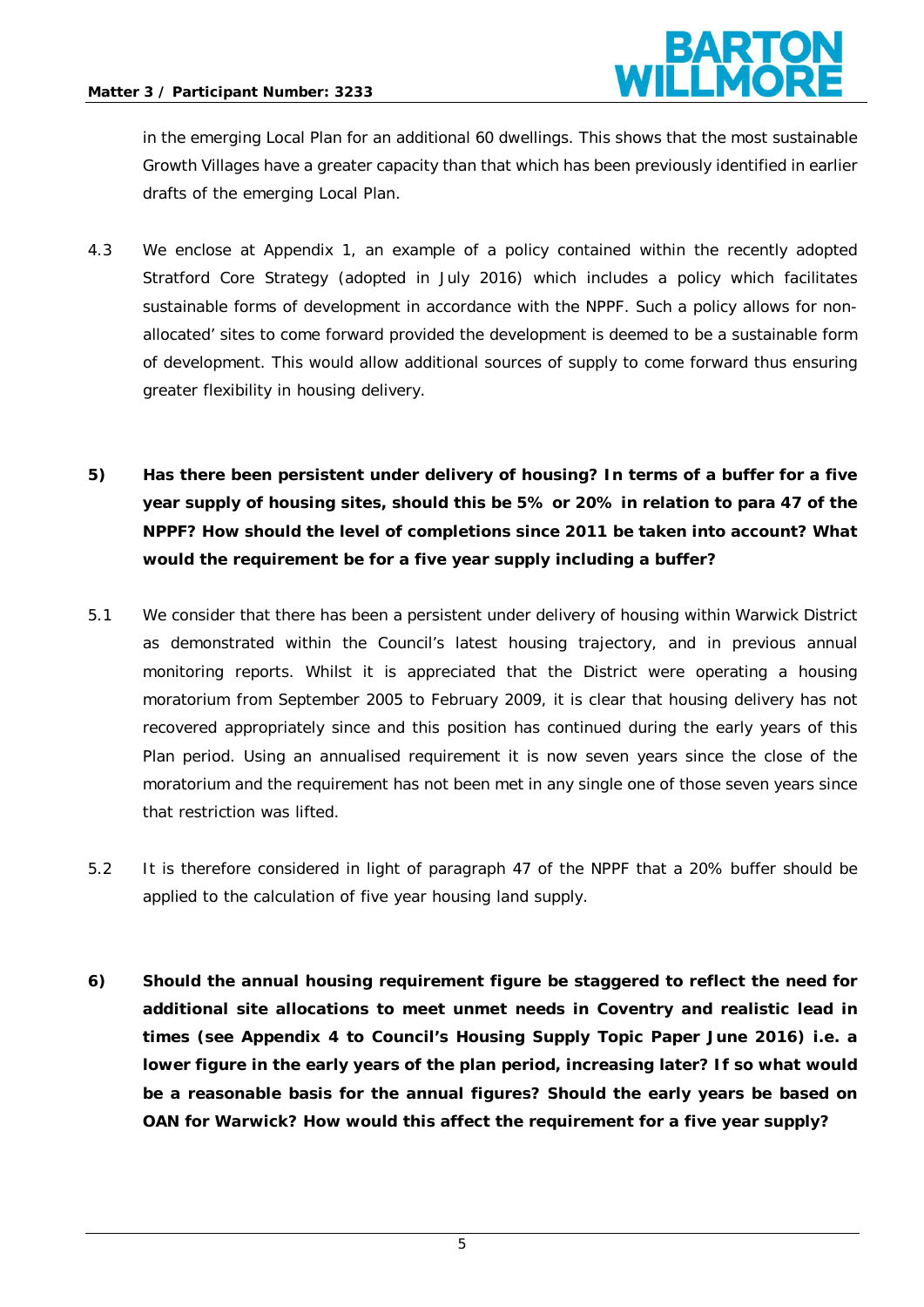in the emerging Local Plan for an additional 60 dwellings. This shows that the most sustainable Growth Villages have a greater capacity than that which has been previously identified in earlier drafts of the emerging Local Plan.

4.3 We enclose at Appendix 1, an example of a policy contained within the recently adopted Stratford Core Strategy (adopted in July 2016) which includes a policy which facilitates sustainable forms of development in accordance with the NPPF. Such a policy allows for non-allocated' sites to come forward provided the development is deemed to be a sustainable form of development. This would allow additional sources of supply to come forward thus ensuring greater flexibility in housing delivery.

**5) Has there been persistent under delivery of housing? In terms of a buffer for a five year supply of housing sites, should this be 5% or 20% in relation to para 47 of the NPPF? How should the level of completions since 2011 be taken into account? What would the requirement be for a five year supply including a buffer?**

5.1 We consider that there has been a persistent under delivery of housing within Warwick District as demonstrated within the Council's latest housing trajectory, and in previous annual monitoring reports. Whilst it is appreciated that the District were operating a housing moratorium from September 2005 to February 2009, it is clear that housing delivery has not recovered appropriately since and this position has continued during the early years of this Plan period. Using an annualised requirement it is now seven years since the close of the moratorium and the requirement has not been met in any single one of those seven years since that restriction was lifted.

5.2 It is therefore considered in light of paragraph 47 of the NPPF that a 20% buffer should be applied to the calculation of five year housing land supply.

**6) Should the annual housing requirement figure be staggered to reflect the need for additional site allocations to meet unmet needs in Coventry and realistic lead in times (see Appendix 4 to Council's Housing Supply Topic Paper June 2016) i.e. a lower figure in the early years of the plan period, increasing later? If so what would be a reasonable basis for the annual figures? Should the early years be based on OAN for Warwick? How would this affect the requirement for a five year supply?**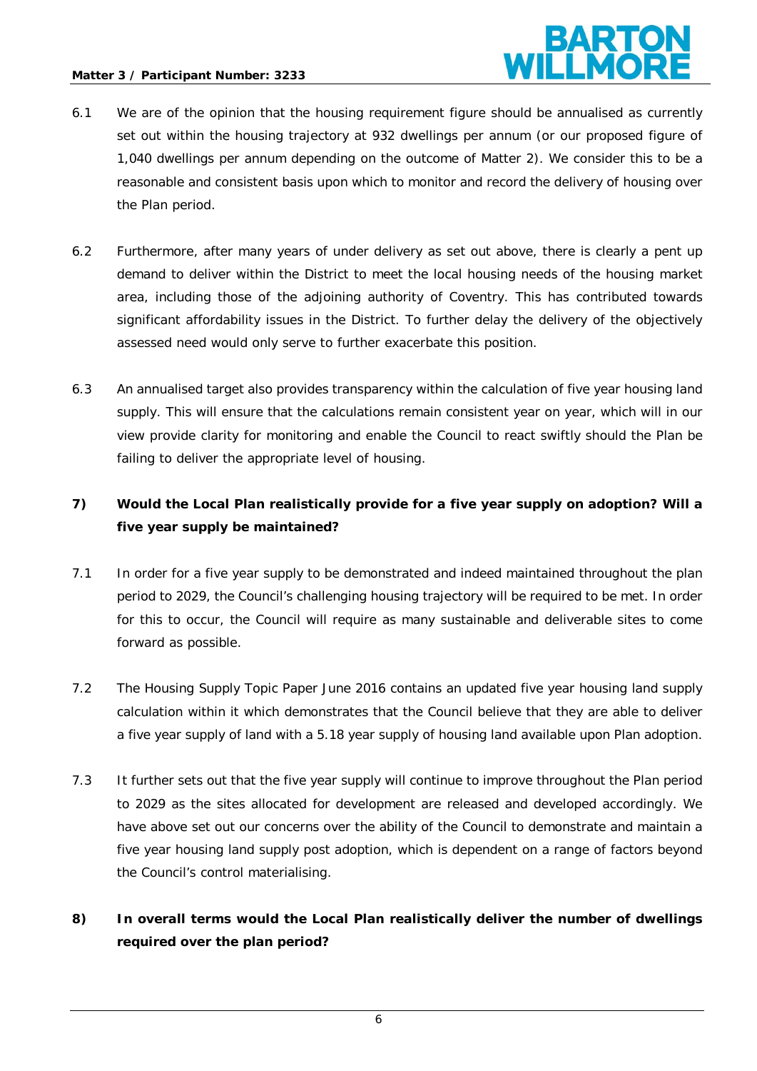6.1 We are of the opinion that the housing requirement figure should be annualised as currently set out within the housing trajectory at 932 dwellings per annum (or our proposed figure of 1,040 dwellings per annum depending on the outcome of Matter 2). We consider this to be a reasonable and consistent basis upon which to monitor and record the delivery of housing over the Plan period.

6.2 Furthermore, after many years of under delivery as set out above, there is clearly a pent up demand to deliver within the District to meet the local housing needs of the housing market area, including those of the adjoining authority of Coventry. This has contributed towards significant affordability issues in the District. To further delay the delivery of the objectively assessed need would only serve to further exacerbate this position.

6.3 An annualised target also provides transparency within the calculation of five year housing land supply. This will ensure that the calculations remain consistent year on year, which will in our view provide clarity for monitoring and enable the Council to react swiftly should the Plan be failing to deliver the appropriate level of housing.

**7) Would the Local Plan realistically provide for a five year supply on adoption? Will a five year supply be maintained?**

7.1 In order for a five year supply to be demonstrated and indeed maintained throughout the plan period to 2029, the Council's challenging housing trajectory will be required to be met. In order for this to occur, the Council will require as many sustainable and deliverable sites to come forward as possible.

7.2 The Housing Supply Topic Paper June 2016 contains an updated five year housing land supply calculation within it which demonstrates that the Council believe that they are able to deliver a five year supply of land with a 5.18 year supply of housing land available upon Plan adoption.

7.3 It further sets out that the five year supply will continue to improve throughout the Plan period to 2029 as the sites allocated for development are released and developed accordingly. We have above set out our concerns over the ability of the Council to demonstrate and maintain a five year housing land supply post adoption, which is dependent on a range of factors beyond the Council's control materialising.

**8) In overall terms would the Local Plan realistically deliver the number of dwellings required over the plan period?**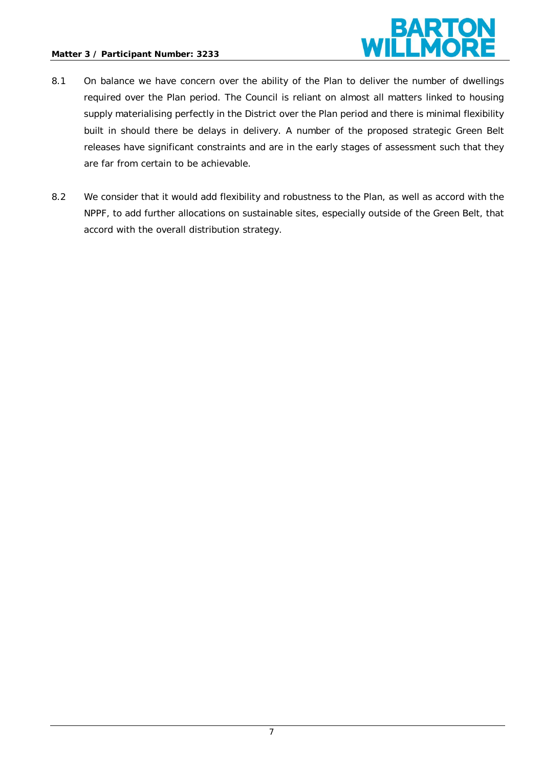8.1 On balance we have concern over the ability of the Plan to deliver the number of dwellings required over the Plan period. The Council is reliant on almost all matters linked to housing supply materialising perfectly in the District over the Plan period and there is minimal flexibility built in should there be delays in delivery. A number of the proposed strategic Green Belt releases have significant constraints and are in the early stages of assessment such that they are far from certain to be achievable.

8.2 We consider that it would add flexibility and robustness to the Plan, as well as accord with the NPPF, to add further allocations on sustainable sites, especially outside of the Green Belt, that accord with the overall distribution strategy.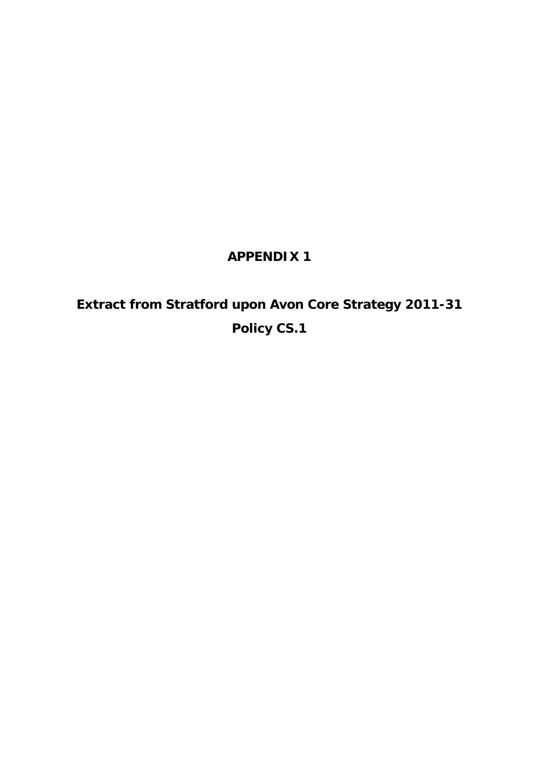# APPENDIX 1

## Extract from Stratford upon Avon Core Strategy 2011-31

## Policy CS.1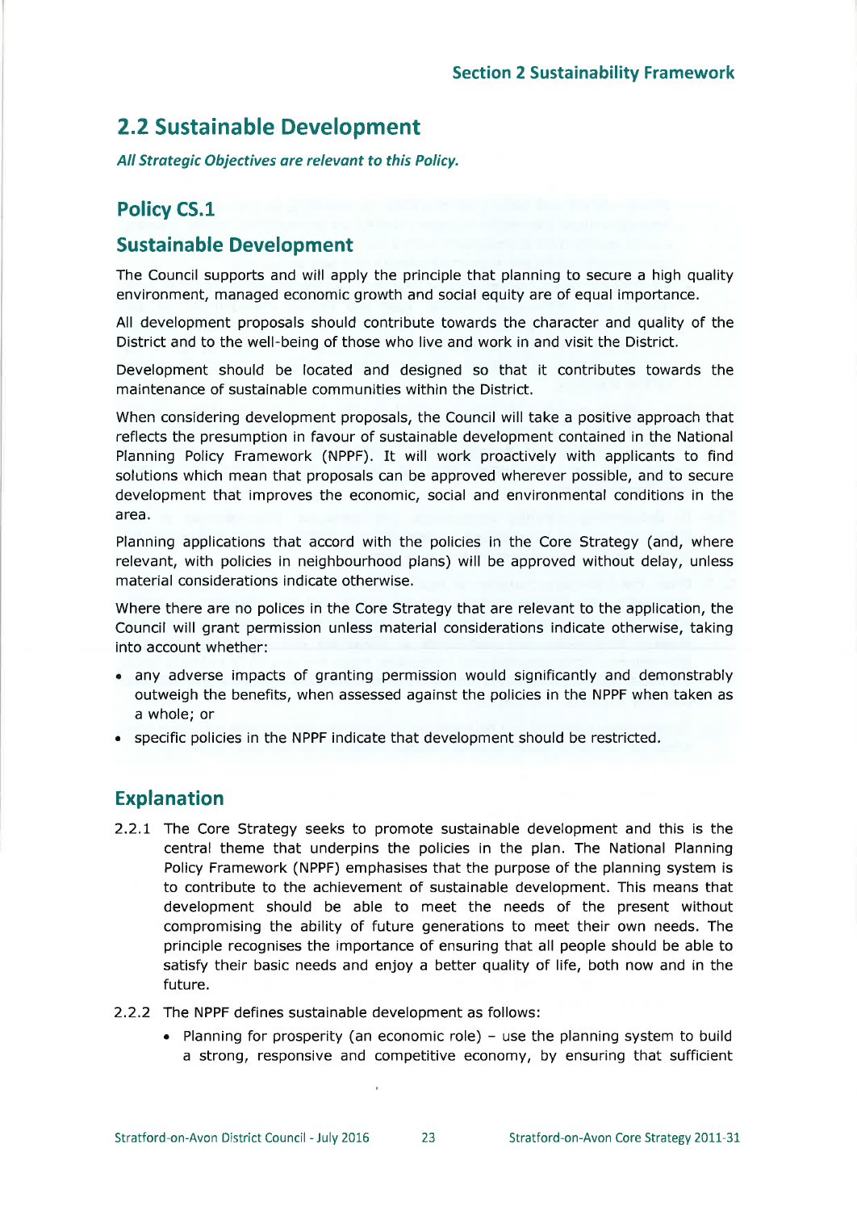## 2.2 Sustainable Development

***All Strategic Objectives are relevant to this Policy.***

### Policy CS.1

### Sustainable Development

The Council supports and will apply the principle that planning to secure a high quality environment, managed economic growth and social equity are of equal importance.

All development proposals should contribute towards the character and quality of the District and to the well-being of those who live and work in and visit the District.

Development should be located and designed so that it contributes towards the maintenance of sustainable communities within the District.

When considering development proposals, the Council will take a positive approach that reflects the presumption in favour of sustainable development contained in the National Planning Policy Framework (NPPF). It will work proactively with applicants to find solutions which mean that proposals can be approved wherever possible, and to secure development that improves the economic, social and environmental conditions in the area.

Planning applications that accord with the policies in the Core Strategy (and, where relevant, with policies in neighbourhood plans) will be approved without delay, unless material considerations indicate otherwise.

Where there are no polices in the Core Strategy that are relevant to the application, the Council will grant permission unless material considerations indicate otherwise, taking into account whether:

- any adverse impacts of granting permission would significantly and demonstrably outweigh the benefits, when assessed against the policies in the NPPF when taken as a whole; or
- specific policies in the NPPF indicate that development should be restricted.

### Explanation

2.2.1 The Core Strategy seeks to promote sustainable development and this is the central theme that underpins the policies in the plan. The National Planning Policy Framework (NPPF) emphasises that the purpose of the planning system is to contribute to the achievement of sustainable development. This means that development should be able to meet the needs of the present without compromising the ability of future generations to meet their own needs. The principle recognises the importance of ensuring that all people should be able to satisfy their basic needs and enjoy a better quality of life, both now and in the future.

2.2.2 The NPPF defines sustainable development as follows:

- Planning for prosperity (an economic role) – use the planning system to build a strong, responsive and competitive economy, by ensuring that sufficient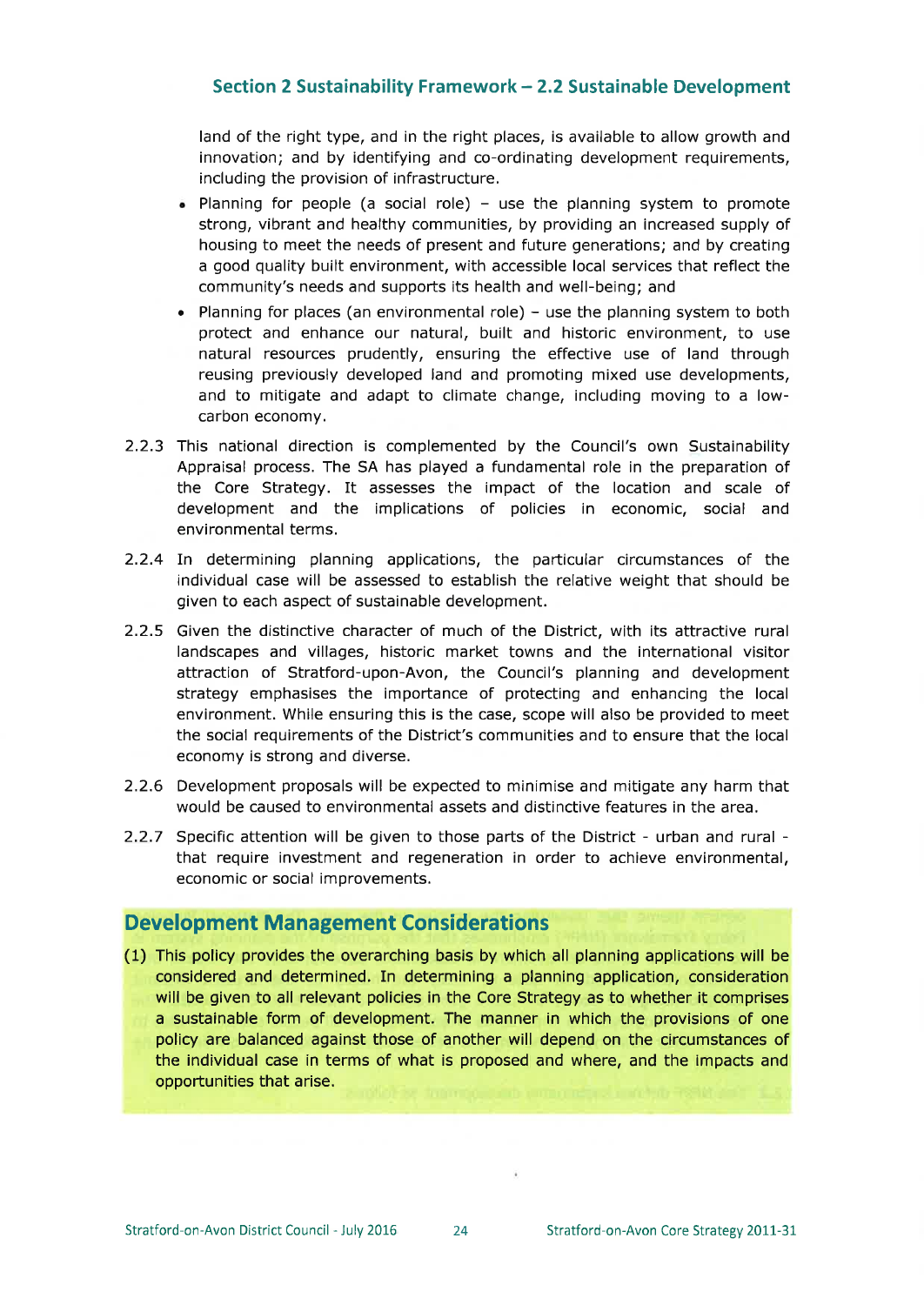land of the right type, and in the right places, is available to allow growth and innovation; and by identifying and co-ordinating development requirements, including the provision of infrastructure.

- Planning for people (a social role) – use the planning system to promote strong, vibrant and healthy communities, by providing an increased supply of housing to meet the needs of present and future generations; and by creating a good quality built environment, with accessible local services that reflect the community's needs and supports its health and well-being; and
- Planning for places (an environmental role) – use the planning system to both protect and enhance our natural, built and historic environment, to use natural resources prudently, ensuring the effective use of land through reusing previously developed land and promoting mixed use developments, and to mitigate and adapt to climate change, including moving to a low-carbon economy.

2.2.3 This national direction is complemented by the Council's own Sustainability Appraisal process. The SA has played a fundamental role in the preparation of the Core Strategy. It assesses the impact of the location and scale of development and the implications of policies in economic, social and environmental terms.

2.2.4 In determining planning applications, the particular circumstances of the individual case will be assessed to establish the relative weight that should be given to each aspect of sustainable development.

2.2.5 Given the distinctive character of much of the District, with its attractive rural landscapes and villages, historic market towns and the international visitor attraction of Stratford-upon-Avon, the Council's planning and development strategy emphasises the importance of protecting and enhancing the local environment. While ensuring this is the case, scope will also be provided to meet the social requirements of the District's communities and to ensure that the local economy is strong and diverse.

2.2.6 Development proposals will be expected to minimise and mitigate any harm that would be caused to environmental assets and distinctive features in the area.

2.2.7 Specific attention will be given to those parts of the District - urban and rural - that require investment and regeneration in order to achieve environmental, economic or social improvements.

## Development Management Considerations

(1) This policy provides the overarching basis by which all planning applications will be considered and determined. In determining a planning application, consideration will be given to all relevant policies in the Core Strategy as to whether it comprises a sustainable form of development. The manner in which the provisions of one policy are balanced against those of another will depend on the circumstances of the individual case in terms of what is proposed and where, and the impacts and opportunities that arise.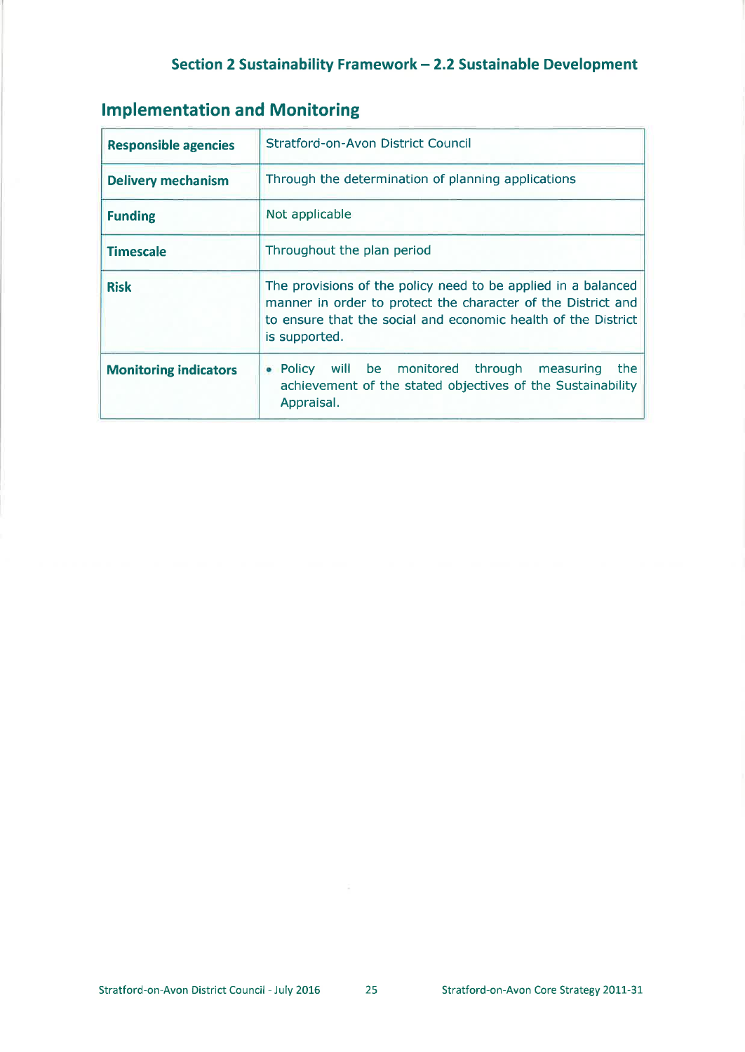## Implementation and Monitoring

| | |
|---|---|
| **Responsible agencies** | Stratford-on-Avon District Council |
| **Delivery mechanism** | Through the determination of planning applications |
| **Funding** | Not applicable |
| **Timescale** | Throughout the plan period |
| **Risk** | The provisions of the policy need to be applied in a balanced manner in order to protect the character of the District and to ensure that the social and economic health of the District is supported. |
| **Monitoring indicators** | • Policy will be monitored through measuring the achievement of the stated objectives of the Sustainability Appraisal. |